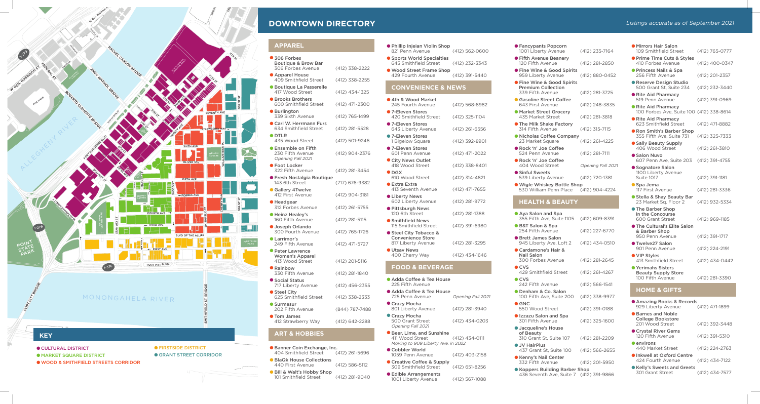# DOWNTOWN DIRECTORY

*Listings accurate as of September 2021*

## KEY

- CULTURAL DISTRICT
- MARKET SQUARE DISTRICT
- WOOD & SMITHFIELD STREETS CORRIDOR
- FIRSTSIDE DISTRICT
- GRANT STREET CORRIDOR

## APPAREL

- **306 Forbes Boutique & Brow Bar** — 306 Forbes Avenue — (412) 338-2222
- **Apparel House** — 409 Smithfield Street — (412) 338-2255
- **Boutique La Passerelle** — 417 Wood Street — (412) 434-1325
- **Brooks Brothers** — 600 Smithfield Street — (412) 471-2300
- **Burlington** — 339 Sixth Avenue — (412) 765-1499
- **Carl W. Herrmann Furs** — 634 Smithfield Street — (412) 281-5528
- **DTLR** — 435 Wood Street — (412) 501-9246
- **Ensemble on Fifth** — 230 Fifth Avenue — (412) 904-2376 — *Opening Fall 2021*
- **Foot Locker** — 322 Fifth Avenue — (412) 281-3454
- **Fresh Nostalgia Boutique** — 143 6th Street — (717) 676-9382
- **Gallery 4Twelve** — 412 First Avenue — (412) 904-3181
- **Headgear** — 312 Forbes Avenue — (412) 261-5755
- **Heinz Healey's** — 160 Fifth Avenue — (412) 281-5115
- **Joseph Orlando** — 300 Fourth Avenue — (412) 765-1726
- **Larrimor's** — 249 Fifth Avenue — (412) 471-5727
- **Peter Lawrence Women's Apparel** — 413 Wood Street — (412) 201-5116
- **Rainbow** — 330 Fifth Avenue — (412) 281-1840
- **Social Status** — 717 Liberty Avenue — (412) 456-2355
- **Steel City** — 625 Smithfield Street — (412) 338-2333
- **Surmesur** — 202 Fifth Avenue — (844) 787-7488
- **Tom James** — 412 Strawberry Way — (412) 642-2288

## ART & HOBBIES

- **Banner Coin Exchange, Inc.** — 404 Smithfield Street — (412) 261-5696
- **BlaQk House Collections** — 440 First Avenue — (412) 586-5112
- **Bill & Walt's Hobby Shop** — 101 Smithfield Street — (412) 281-9040
- **Phillip Injeian Violin Shop** — 821 Penn Avenue — (412) 562-0600
- **Sports World Specialties** — 645 Smithfield Street — (412) 232-3343
- **Wood Street Frame Shop** — 429 Fourth Avenue — (412) 391-5440

## CONVENIENCE & NEWS

- **4th & Wood Market** — 245 Fourth Avenue — (412) 568-8982
- **7-Eleven Stores** — 420 Smithfield Street — (412) 325-1104
- **7-Eleven Stores** — 643 Liberty Avenue — (412) 261-6556
- **7-Eleven Stores** — 1 Bigelow Square — (412) 392-8901
- **7-Eleven Stores** — 601 Penn Avenue — (412) 471-2022
- **City News Outlet** — 418 Wood Street — (412) 338-8401
- **DGX** — 610 Wood Street — (412) 314-4821
- **Extra Extra** — 413 Seventh Avenue — (412) 471-7655
- **Liberty News** — 602 Liberty Avenue — (412) 281-9772
- **Pittsburgh News** — 120 6th Street — (412) 281-1388
- **Smithfield News** — 115 Smithfield Street — (412) 391-6980
- **Steel City Tobacco & Convenience Store** — 817 Liberty Avenue — (412) 281-3295
- **Utsav News** — 400 Cherry Way — (412) 434-1646

## FOOD & BEVERAGE

- **Adda Coffee & Tea House** — 225 Fifth Avenue
- **Adda Coffee & Tea House** — 725 Penn Avenue — *Opening Fall 2021*
- **Crazy Mocha** — 801 Liberty Avenue — (412) 281-3940
- **Crazy Mocha** — 500 Grant Street — (412) 434-0203 — *Opening Fall 2021*
- **Beer, Lime, and Sunshine** — 411 Wood Street — (412) 434-0111 — *Moving to 909 Liberty Ave. in 2022*
- **Cobbler World** — 1059 Penn Avenue — (412) 403-2158
- **Creative Coffee & Supply** — 309 Smithfield Street — (412) 651-8256
- **Edible Arrangements** — 1001 Liberty Avenue — (412) 567-1088
- **Fancypants Popcorn** — 1001 Liberty Avenue — (412) 235-7164
- **Fifth Avenue Beanery** — 120 Fifth Avenue — (412) 281-2850
- **Fine Wine & Good Spirits** — 959 Liberty Avenue — (412) 880-0452
- **Fine Wine & Good Spirits Premium Collection** — 339 Fifth Avenue — (412) 281-3725
- **Gasoline Street Coffee** — 643 First Avenue — (412) 248-3835
- **Market Street Grocery** — 435 Market Street — (412) 281-3818
- **The Milk Shake Factory** — 314 Fifth Avenue — (412) 315-7115
- **Nicholas Coffee Company** — 23 Market Square — (412) 261-4225
- **Rock 'n' Joe Coffee** — 524 Penn Avenue — (412) 281-7111
- **Rock 'n' Joe Coffee** — 404 Wood Street — *Opening Fall 2021*
- **Sinful Sweets** — 539 Liberty Avenue — (412) 720-1381
- **Wigle Whiskey Bottle Shop** — 530 William Penn Place — (412) 904-4224

## HEALTH & BEAUTY

- **Aya Salon and Spa** — 355 Fifth Ave, Suite 1105 — (412) 609-8391
- **B&T Salon & Spa** — 254 Fifth Avenue — (412) 227-6770
- **Brett James Salon** — 945 Liberty Ave, Loft 2 — (412) 434-0510
- **Cardamone's Hair & Nail Salon** — 300 Forbes Avenue — (412) 281-2645
- **CVS** — 429 Smithfield Street — (412) 261-4267
- **CVS** — 242 Fifth Avenue — (412) 566-1541
- **Denham & Co. Salon** — 100 Fifth Ave, Suite 200 — (412) 338-9977
- **GNC** — 550 Wood Street — (412) 391-0188
- **Izzazu Salon and Spa** — 301 Fifth Avenue — (412) 325-1600
- **Jacqueline's House of Beauty** — 310 Grant St, Suite 107 — (412) 281-2209
- **JV HairPlus** — 437 Grant St, Suite 100 — (412) 566-2655
- **Kenny's Nail Center** — 332 Fifth Avenue — (412) 201-5950
- **Koppers Building Barber Shop** — 436 Seventh Ave, Suite 7 — (412) 391-9866
- **Mirrors Hair Salon** — 109 Smithfield Street — (412) 765-0777
- **Prime Time Cuts & Styles** — 410 Forbes Avenue — (412) 400-0347
- **Princess Nails & Spa** — 256 Fifth Avenue — (412) 201-2357
- **Reserve Design Studio** — 500 Grant St, Suite 234 — (412) 232-3440
- **Rite Aid Pharmacy** — 519 Penn Avenue — (412) 391-0969
- **Rite Aid Pharmacy** — 100 Forbes Ave, Suite 100 — (412) 338-8614
- **Rite Aid Pharmacy** — 623 Smithfield Street — (412) 471-8882
- **Ron Smith's Barber Shop** — 355 Fifth Ave, Suite 731 — (412) 325-7333
- **Sally Beauty Supply** — 406 Wood Street — (412) 261-3810
- **Salon Nuvo** — 607 Penn Ave, Suite 203 — (412) 391-4755
- **Sognatore Salon** — 1100 Liberty Avenue Suite 1017 — (412) 391-1181
- **Spa Jema** — 117 First Avenue — (412) 281-3336
- **Stella & Shay Beauty Bar** — 23 Market Sq, Floor 2 — (412) 932-5334
- **The Barber Shop in the Concourse** — 600 Grant Street — (412) 969-1185
- **The Cultural's Elite Salon & Barber Shop** — 950 Penn Avenue — (412) 391-1717
- **Twelve27 Salon** — 901 Penn Avenue — (412) 224-2191
- **VIP Styles** — 413 Smithfield Street — (412) 434-0442
- **Yerimahs Sisters Beauty Supply Store** — 100 Fifth Avenue — (412) 281-3390

## HOME & GIFTS

- **Amazing Books & Records** — 929 Liberty Avenue — (412) 471-1899
- **Barnes and Noble College Bookstore** — 201 Wood Street — (412) 392-3448
- **Crystal River Gems** — 120 Fifth Avenue — (412) 391-5310
- **environs** — 440 Market Street — (412) 224-2763
- **Inkwell at Oxford Centre** — 424 Fourth Avenue — (412) 434-7122
- **Kelly's Sweets and Greets** — 301 Grant Street — (412) 434-7577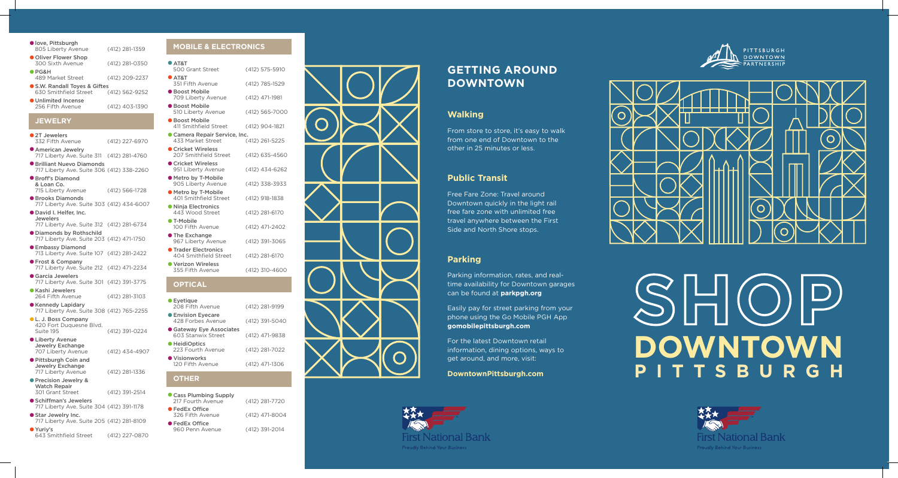- **love, Pittsburgh** 805 Liberty Avenue (412) 281-1359
- **Oliver Flower Shop** 300 Sixth Avenue (412) 281-0350
- **PG&H** 489 Market Street (412) 209-2237
- **S.W. Randall Toyes & Giftes** 630 Smithfield Street (412) 562-9252
- **Unlimited Incense** 256 Fifth Avenue (412) 403-1390

## JEWELRY

- **2T Jewelers** 332 Fifth Avenue (412) 227-6970
- **American Jewelry** 717 Liberty Ave. Suite 311 (412) 281-4760
- **Brilliant Nuevo Diamonds** 717 Liberty Ave. Suite 306 (412) 338-2260
- **Broff's Diamond & Loan Co.** 715 Liberty Avenue (412) 566-1728
- **Brooks Diamonds** 717 Liberty Ave. Suite 303 (412) 434-6007
- **David I. Helfer, Inc. Jewelers** 717 Liberty Ave. Suite 312 (412) 281-6734
- **Diamonds by Rothschild** 717 Liberty Ave. Suite 203 (412) 471-1750
- **Embassy Diamond** 713 Liberty Ave. Suite 107 (412) 281-2422
- **Frost & Company** 717 Liberty Ave. Suite 212 (412) 471-2234
- **Garcia Jewelers** 717 Liberty Ave. Suite 301 (412) 391-3775
- **Kashi Jewelers** 264 Fifth Avenue (412) 281-3103
- **Kennedy Lapidary** 717 Liberty Ave. Suite 308 (412) 765-2255
- **L. J. Boss Company** 420 Fort Duquesne Blvd. Suite 195 (412) 391-0224
- **Liberty Avenue Jewelry Exchange** 707 Liberty Avenue (412) 434-4907
- **Pittsburgh Coin and Jewelry Exchange** 717 Liberty Avenue (412) 281-1336
- **Precision Jewelry & Watch Repair** 301 Grant Street (412) 391-2514
- **Schiffman's Jewelers** 717 Liberty Ave. Suite 304 (412) 391-1178
- **Star Jewelry Inc.** 717 Liberty Ave. Suite 205 (412) 281-8109
- **Yuriy's** 643 Smithfield Street (412) 227-0870

## MOBILE & ELECTRONICS

- **AT&T** 500 Grant Street (412) 575-5910
- **AT&T** 351 Fifth Avenue (412) 785-1529
- **Boost Mobile** 709 Liberty Avenue (412) 471-1981
- **Boost Mobile** 510 Liberty Avenue (412) 565-7000
- **Boost Mobile** 411 Smithfield Street (412) 904-1821
- **Camera Repair Service, Inc.** 433 Market Street (412) 261-5225
- **Cricket Wireless** 207 Smithfield Street (412) 635-4560
- **Cricket Wireless** 951 Liberty Avenue (412) 434-6262
- **Metro by T-Mobile** 905 Liberty Avenue (412) 338-3933
- **Metro by T-Mobile** 401 Smithfield Street (412) 918-1838
- **Ninja Electronics** 443 Wood Street (412) 281-6170
- **T-Mobile** 100 Fifth Avenue (412) 471-2402
- **The Exchange** 967 Liberty Avenue (412) 391-3065
- **Trader Electronics** 404 Smithfield Street (412) 281-6170
- **Verizon Wireless** 355 Fifth Avenue (412) 310-4600

## OPTICAL

- **Eyetique** 208 Fifth Avenue (412) 281-9199
- **Envision Eyecare** 428 Forbes Avenue (412) 391-5040
- **Gateway Eye Associates** 603 Stanwix Street (412) 471-9838
- **HeidiOptics** 223 Fourth Avenue (412) 281-7022
- **Visionworks** 120 Fifth Avenue (412) 471-1306

## OTHER

- **Cass Plumbing Supply** 217 Fourth Avenue (412) 281-7720
- **FedEx Office** 326 Fifth Avenue (412) 471-8004
- **FedEx Office** 960 Penn Avenue (412) 391-2014

# GETTING AROUND DOWNTOWN

## Walking

From store to store, it's easy to walk from one end of Downtown to the other in 25 minutes or less.

## Public Transit

Free Fare Zone: Travel around Downtown quickly in the light rail free fare zone with unlimited free travel anywhere between the First Side and North Shore stops.

## Parking

Parking information, rates, and real-time availability for Downtown garages can be found at **parkpgh.org**

Easily pay for street parking from your phone using the Go Mobile PGH App **gomobilepittsburgh.com**

For the latest Downtown retail information, dining options, ways to get around, and more, visit:

**DowntownPittsburgh.com**

First National Bank
Proudly Behind Your Business

PITTSBURGH DOWNTOWN PARTNERSHIP

# SHOP DOWNTOWN PITTSBURGH

First National Bank
Proudly Behind Your Business